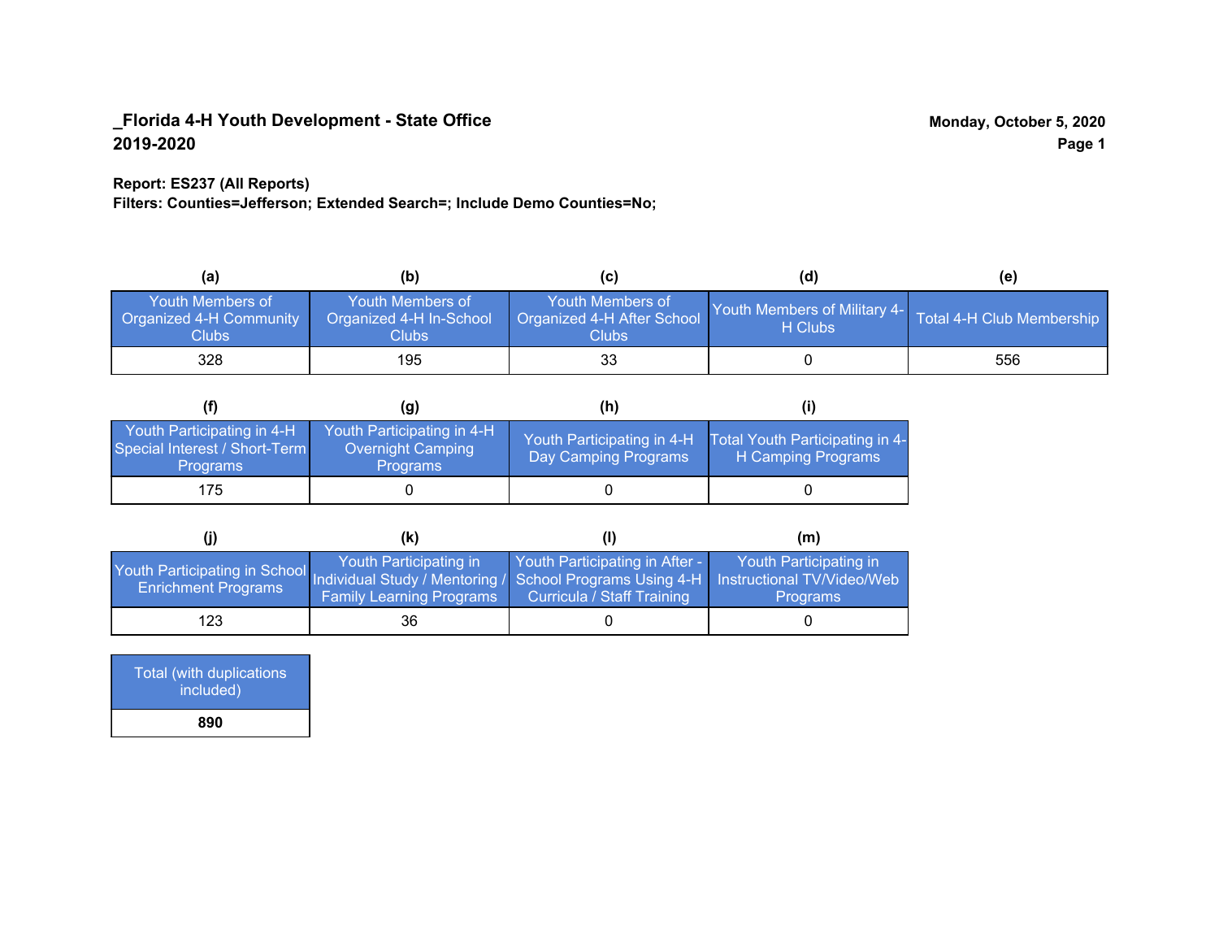**_Florida 4-H Youth Development - State Office**
**2019-2020**

**Monday, October 5, 2020**

**Report: ES237 (All Reports)**
**Filters: Counties=Jefferson; Extended Search=; Include Demo Counties=No;**

| (a) | (b) | (c) | (d) | (e) |
|---|---|---|---|---|
| Youth Members of Organized 4-H Community Clubs | Youth Members of Organized 4-H In-School Clubs | Youth Members of Organized 4-H After School Clubs | Youth Members of Military 4-H Clubs | Total 4-H Club Membership |
| 328 | 195 | 33 | 0 | 556 |

| (f) | (g) | (h) | (i) |
|---|---|---|---|
| Youth Participating in 4-H Special Interest / Short-Term Programs | Youth Participating in 4-H Overnight Camping Programs | Youth Participating in 4-H Day Camping Programs | Total Youth Participating in 4-H Camping Programs |
| 175 | 0 | 0 | 0 |

| (j) | (k) | (l) | (m) |
|---|---|---|---|
| Youth Participating in School Enrichment Programs | Youth Participating in Individual Study / Mentoring / Family Learning Programs | Youth Participating in After - School Programs Using 4-H Curricula / Staff Training | Youth Participating in Instructional TV/Video/Web Programs |
| 123 | 36 | 0 | 0 |

| Total (with duplications included) |
|---|
| **890** |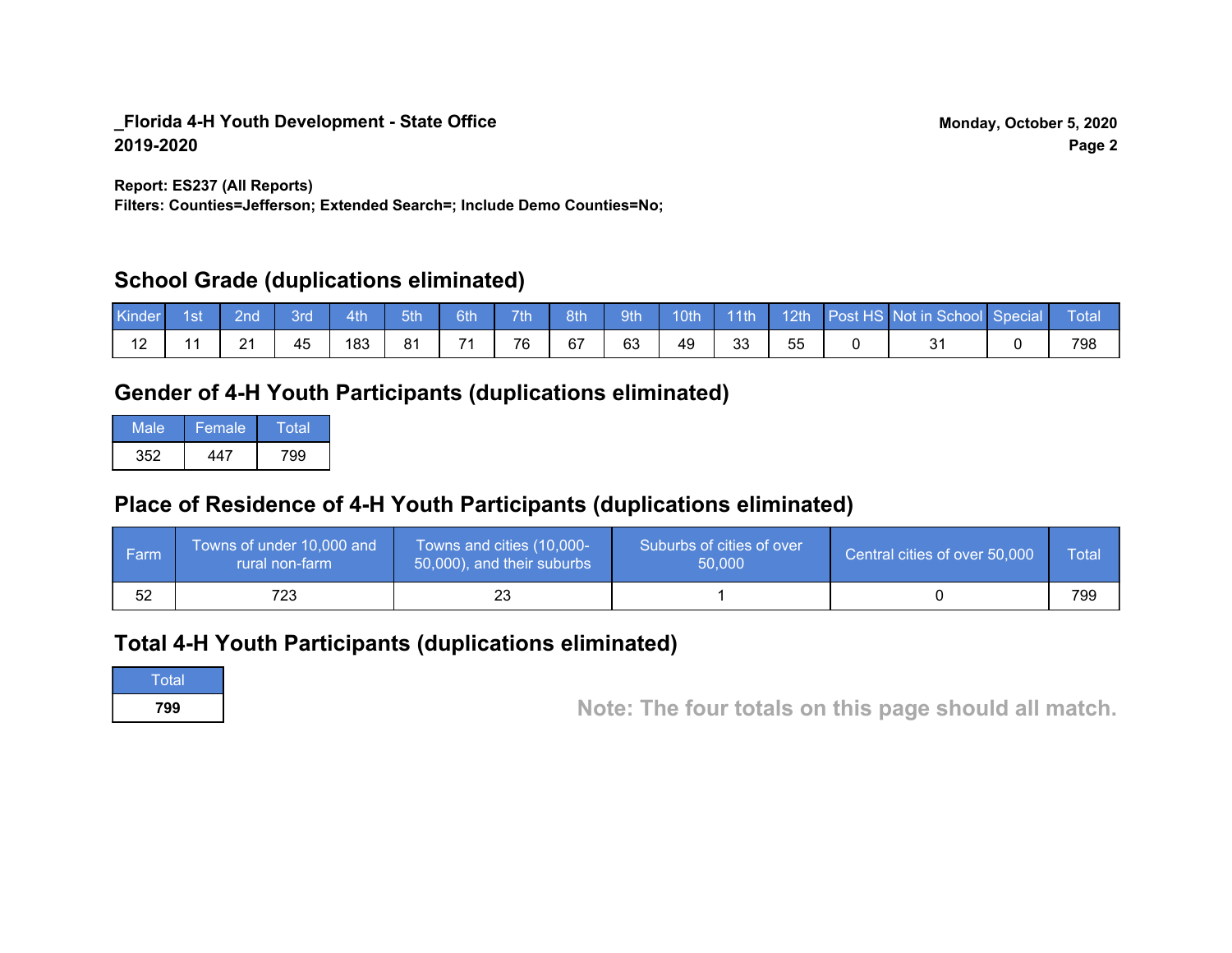**_Florida 4-H Youth Development - State Office**
**2019-2020**

**Monday, October 5, 2020**

**Report: ES237 (All Reports)**
**Filters: Counties=Jefferson; Extended Search=; Include Demo Counties=No;**

## School Grade (duplications eliminated)

| Kinder | 1st | 2nd | 3rd | 4th | 5th | 6th | 7th | 8th | 9th | 10th | 11th | 12th | Post HS | Not in School | Special | Total |
|---|---|---|---|---|---|---|---|---|---|---|---|---|---|---|---|---|
| 12 | 11 | 21 | 45 | 183 | 81 | 71 | 76 | 67 | 63 | 49 | 33 | 55 | 0 | 31 | 0 | 798 |

## Gender of 4-H Youth Participants (duplications eliminated)

| Male | Female | Total |
|---|---|---|
| 352 | 447 | 799 |

## Place of Residence of 4-H Youth Participants (duplications eliminated)

| Farm | Towns of under 10,000 and rural non-farm | Towns and cities (10,000-50,000), and their suburbs | Suburbs of cities of over 50,000 | Central cities of over 50,000 | Total |
|---|---|---|---|---|---|
| 52 | 723 | 23 | 1 | 0 | 799 |

## Total 4-H Youth Participants (duplications eliminated)

| Total |
|---|
| **799** |

**Note: The four totals on this page should all match.**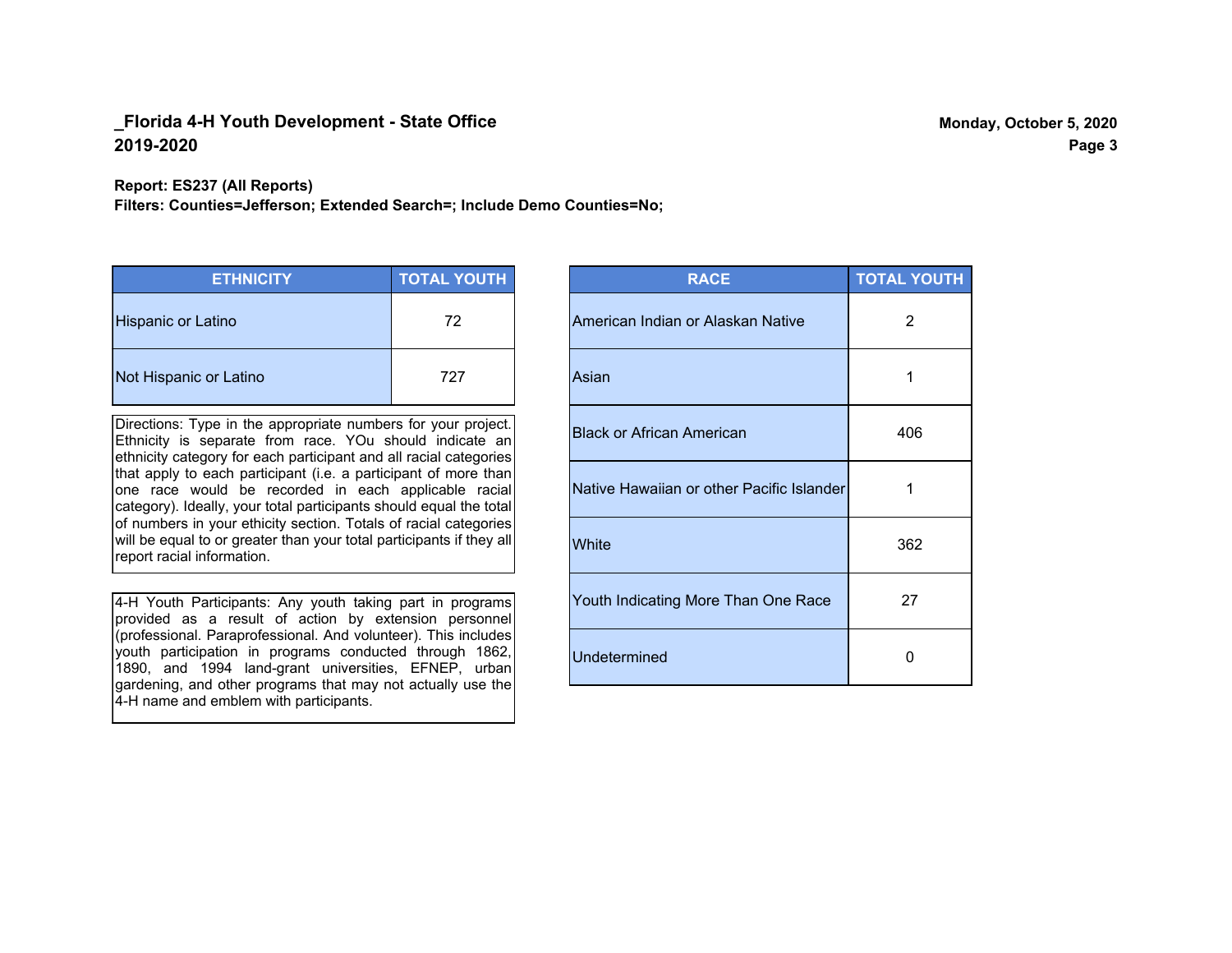**_Florida 4-H Youth Development - State Office**
**2019-2020**

**Monday, October 5, 2020**

**Report: ES237 (All Reports)**
**Filters: Counties=Jefferson; Extended Search=; Include Demo Counties=No;**

| ETHNICITY | TOTAL YOUTH |
|---|---|
| Hispanic or Latino | 72 |
| Not Hispanic or Latino | 727 |

Directions: Type in the appropriate numbers for your project. Ethnicity is separate from race. YOu should indicate an ethnicity category for each participant and all racial categories that apply to each participant (i.e. a participant of more than one race would be recorded in each applicable racial category). Ideally, your total participants should equal the total of numbers in your ethicity section. Totals of racial categories will be equal to or greater than your total participants if they all report racial information.

4-H Youth Participants: Any youth taking part in programs provided as a result of action by extension personnel (professional. Paraprofessional. And volunteer). This includes youth participation in programs conducted through 1862, 1890, and 1994 land-grant universities, EFNEP, urban gardening, and other programs that may not actually use the 4-H name and emblem with participants.

| RACE | TOTAL YOUTH |
|---|---|
| American Indian or Alaskan Native | 2 |
| Asian | 1 |
| Black or African American | 406 |
| Native Hawaiian or other Pacific Islander | 1 |
| White | 362 |
| Youth Indicating More Than One Race | 27 |
| Undetermined | 0 |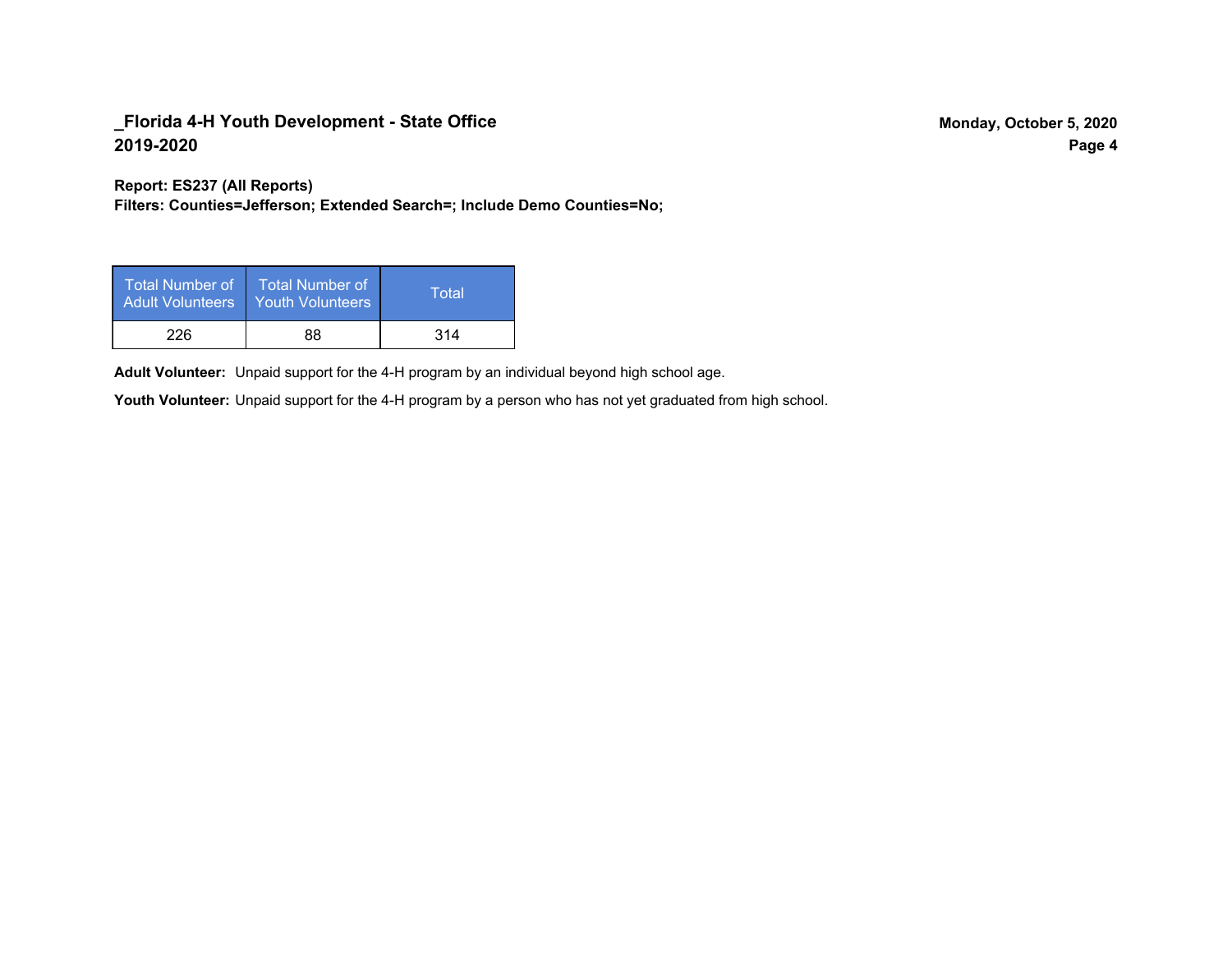**Report: ES237 (All Reports)**
**Filters: Counties=Jefferson; Extended Search=; Include Demo Counties=No;**

| Total Number of Adult Volunteers | Total Number of Youth Volunteers | Total |
| --- | --- | --- |
| 226 | 88 | 314 |

**Adult Volunteer:** Unpaid support for the 4-H program by an individual beyond high school age.

**Youth Volunteer:** Unpaid support for the 4-H program by a person who has not yet graduated from high school.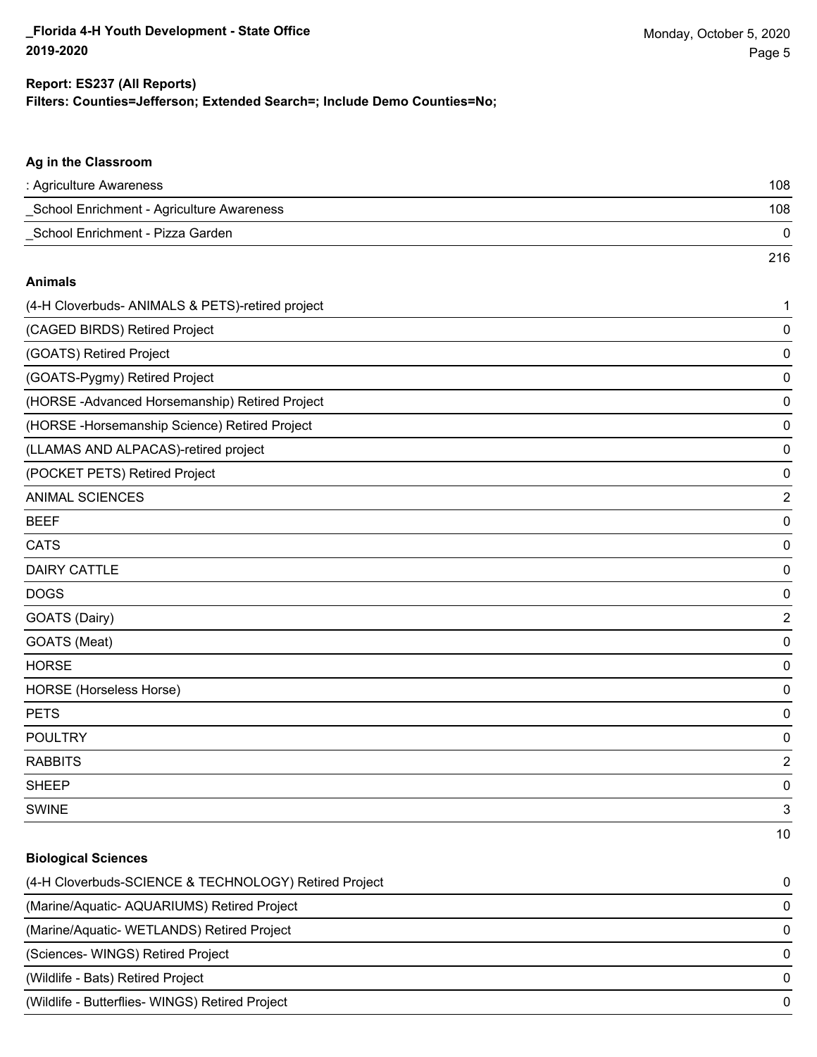**Report: ES237 (All Reports)**
**Filters: Counties=Jefferson; Extended Search=; Include Demo Counties=No;**

### Ag in the Classroom

| | |
|---|---|
| : Agriculture Awareness | 108 |
| _School Enrichment - Agriculture Awareness | 108 |
| _School Enrichment - Pizza Garden | 0 |
| | 216 |

### Animals

| | |
|---|---|
| (4-H Cloverbuds- ANIMALS & PETS)-retired project | 1 |
| (CAGED BIRDS) Retired Project | 0 |
| (GOATS) Retired Project | 0 |
| (GOATS-Pygmy) Retired Project | 0 |
| (HORSE -Advanced Horsemanship) Retired Project | 0 |
| (HORSE -Horsemanship Science) Retired Project | 0 |
| (LLAMAS AND ALPACAS)-retired project | 0 |
| (POCKET PETS) Retired Project | 0 |
| ANIMAL SCIENCES | 2 |
| BEEF | 0 |
| CATS | 0 |
| DAIRY CATTLE | 0 |
| DOGS | 0 |
| GOATS (Dairy) | 2 |
| GOATS (Meat) | 0 |
| HORSE | 0 |
| HORSE (Horseless Horse) | 0 |
| PETS | 0 |
| POULTRY | 0 |
| RABBITS | 2 |
| SHEEP | 0 |
| SWINE | 3 |
| | 10 |

### Biological Sciences

| | |
|---|---|
| (4-H Cloverbuds-SCIENCE & TECHNOLOGY) Retired Project | 0 |
| (Marine/Aquatic- AQUARIUMS) Retired Project | 0 |
| (Marine/Aquatic- WETLANDS) Retired Project | 0 |
| (Sciences- WINGS) Retired Project | 0 |
| (Wildlife - Bats) Retired Project | 0 |
| (Wildlife - Butterflies- WINGS) Retired Project | 0 |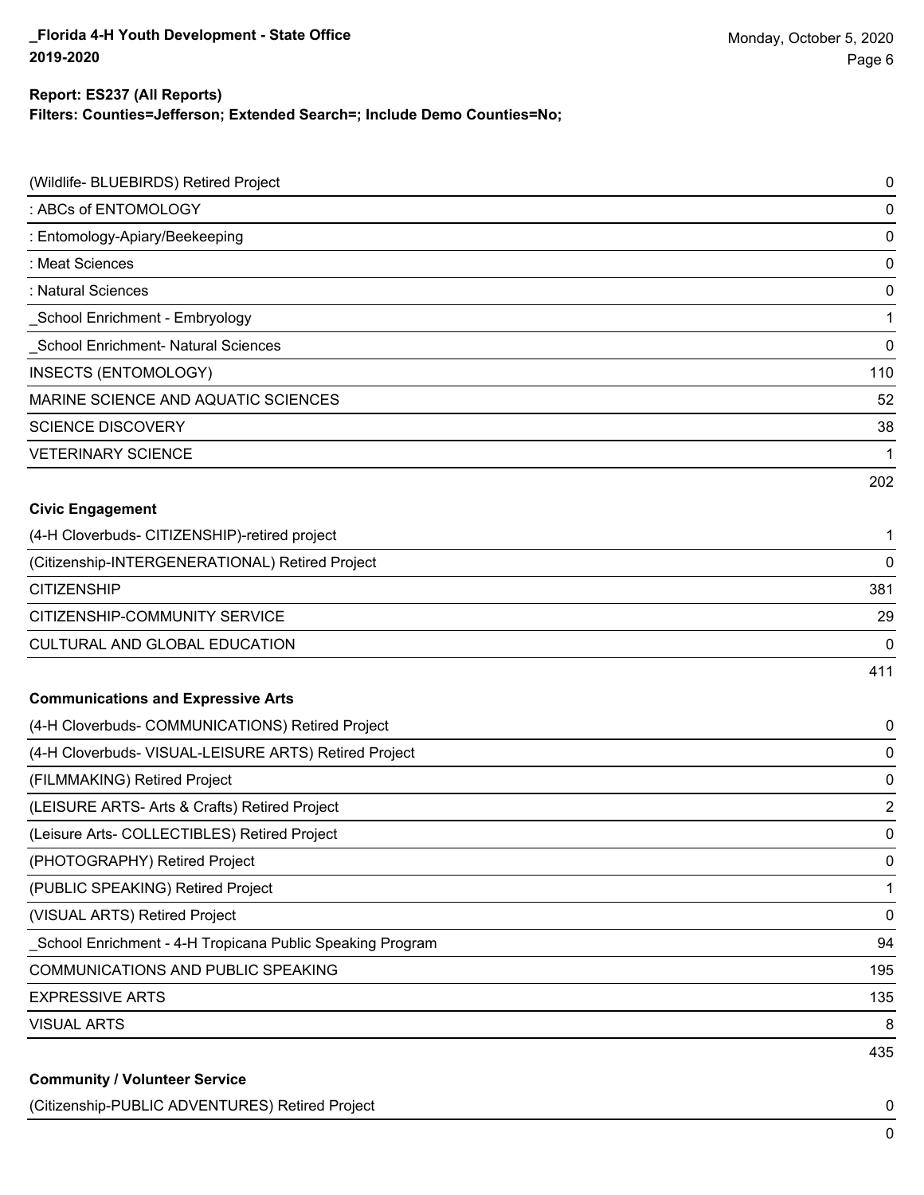**Report: ES237 (All Reports)**
**Filters: Counties=Jefferson; Extended Search=; Include Demo Counties=No;**

| | |
|---|---|
| (Wildlife- BLUEBIRDS) Retired Project | 0 |
| : ABCs of ENTOMOLOGY | 0 |
| : Entomology-Apiary/Beekeeping | 0 |
| : Meat Sciences | 0 |
| : Natural Sciences | 0 |
| _School Enrichment - Embryology | 1 |
| _School Enrichment- Natural Sciences | 0 |
| INSECTS (ENTOMOLOGY) | 110 |
| MARINE SCIENCE AND AQUATIC SCIENCES | 52 |
| SCIENCE DISCOVERY | 38 |
| VETERINARY SCIENCE | 1 |
| | 202 |

**Civic Engagement**

| | |
|---|---|
| (4-H Cloverbuds- CITIZENSHIP)-retired project | 1 |
| (Citizenship-INTERGENERATIONAL) Retired Project | 0 |
| CITIZENSHIP | 381 |
| CITIZENSHIP-COMMUNITY SERVICE | 29 |
| CULTURAL AND GLOBAL EDUCATION | 0 |
| | 411 |

**Communications and Expressive Arts**

| | |
|---|---|
| (4-H Cloverbuds- COMMUNICATIONS) Retired Project | 0 |
| (4-H Cloverbuds- VISUAL-LEISURE ARTS) Retired Project | 0 |
| (FILMMAKING) Retired Project | 0 |
| (LEISURE ARTS- Arts & Crafts) Retired Project | 2 |
| (Leisure Arts- COLLECTIBLES) Retired Project | 0 |
| (PHOTOGRAPHY) Retired Project | 0 |
| (PUBLIC SPEAKING) Retired Project | 1 |
| (VISUAL ARTS) Retired Project | 0 |
| _School Enrichment - 4-H Tropicana Public Speaking Program | 94 |
| COMMUNICATIONS AND PUBLIC SPEAKING | 195 |
| EXPRESSIVE ARTS | 135 |
| VISUAL ARTS | 8 |
| | 435 |

**Community / Volunteer Service**

| | |
|---|---|
| (Citizenship-PUBLIC ADVENTURES) Retired Project | 0 |
| | 0 |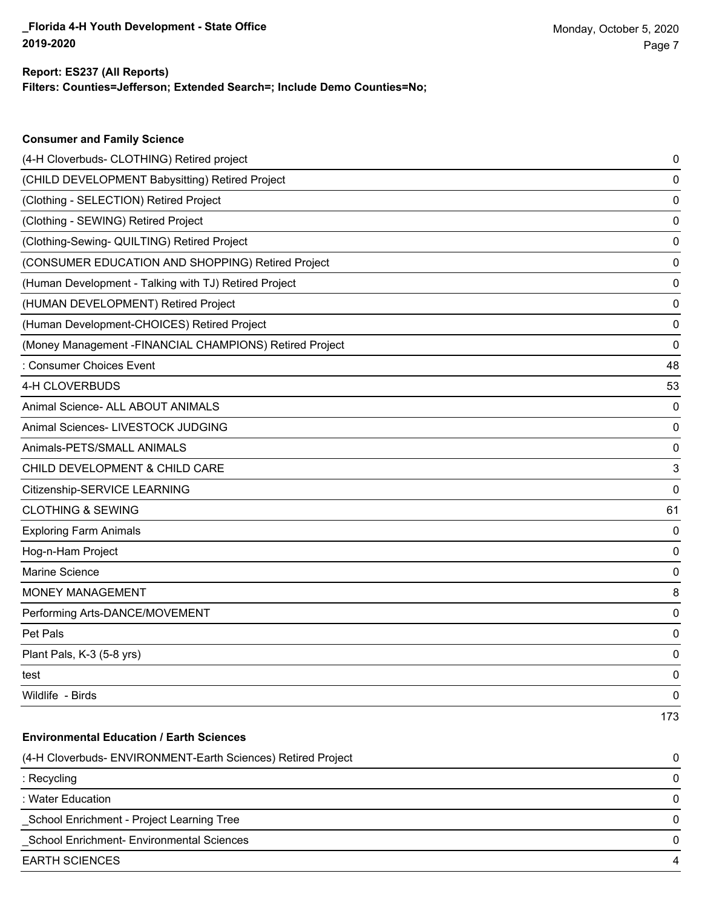**Report: ES237 (All Reports)**
**Filters: Counties=Jefferson; Extended Search=; Include Demo Counties=No;**

### Consumer and Family Science

| | |
|---|---|
| (4-H Cloverbuds- CLOTHING) Retired project | 0 |
| (CHILD DEVELOPMENT Babysitting) Retired Project | 0 |
| (Clothing - SELECTION) Retired Project | 0 |
| (Clothing - SEWING) Retired Project | 0 |
| (Clothing-Sewing- QUILTING) Retired Project | 0 |
| (CONSUMER EDUCATION AND SHOPPING) Retired Project | 0 |
| (Human Development - Talking with TJ) Retired Project | 0 |
| (HUMAN DEVELOPMENT) Retired Project | 0 |
| (Human Development-CHOICES) Retired Project | 0 |
| (Money Management -FINANCIAL CHAMPIONS) Retired Project | 0 |
| : Consumer Choices Event | 48 |
| 4-H CLOVERBUDS | 53 |
| Animal Science- ALL ABOUT ANIMALS | 0 |
| Animal Sciences- LIVESTOCK JUDGING | 0 |
| Animals-PETS/SMALL ANIMALS | 0 |
| CHILD DEVELOPMENT & CHILD CARE | 3 |
| Citizenship-SERVICE LEARNING | 0 |
| CLOTHING & SEWING | 61 |
| Exploring Farm Animals | 0 |
| Hog-n-Ham Project | 0 |
| Marine Science | 0 |
| MONEY MANAGEMENT | 8 |
| Performing Arts-DANCE/MOVEMENT | 0 |
| Pet Pals | 0 |
| Plant Pals, K-3 (5-8 yrs) | 0 |
| test | 0 |
| Wildlife - Birds | 0 |
| | 173 |

### Environmental Education / Earth Sciences

| | |
|---|---|
| (4-H Cloverbuds- ENVIRONMENT-Earth Sciences) Retired Project | 0 |
| : Recycling | 0 |
| : Water Education | 0 |
| _School Enrichment - Project Learning Tree | 0 |
| _School Enrichment- Environmental Sciences | 0 |
| EARTH SCIENCES | 4 |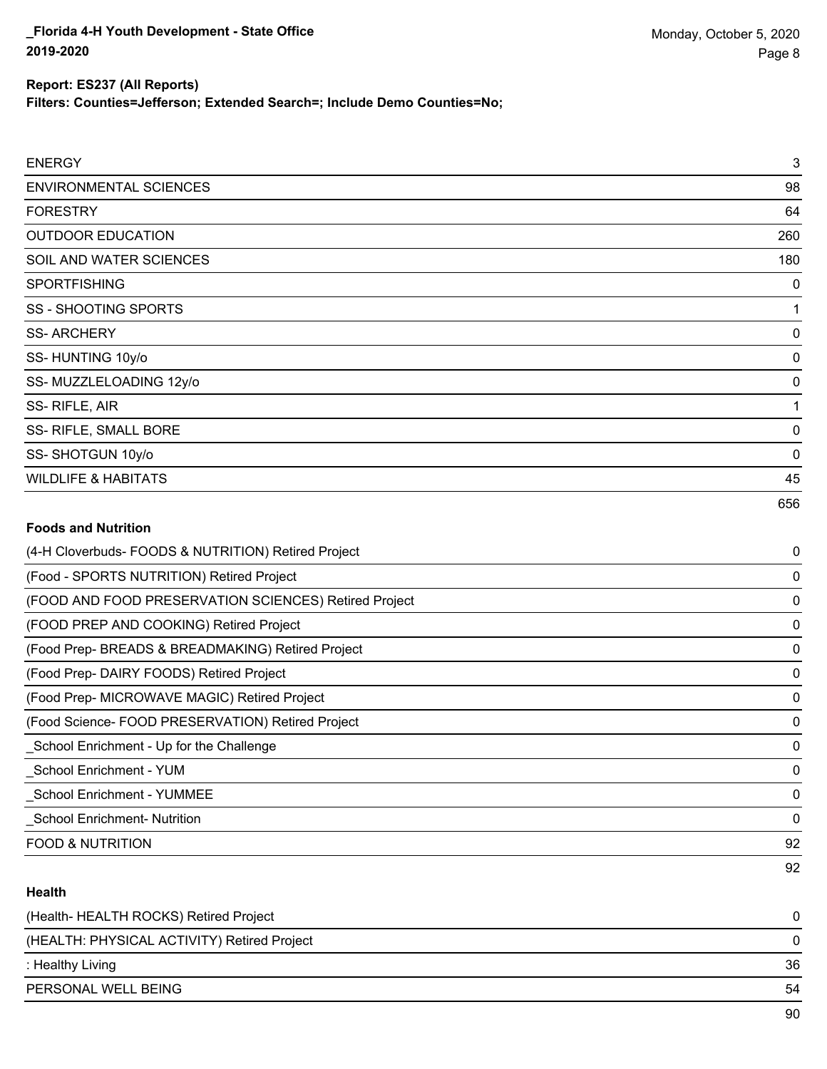| | |
|---|---|
| ENERGY | 3 |
| ENVIRONMENTAL SCIENCES | 98 |
| FORESTRY | 64 |
| OUTDOOR EDUCATION | 260 |
| SOIL AND WATER SCIENCES | 180 |
| SPORTFISHING | 0 |
| SS - SHOOTING SPORTS | 1 |
| SS- ARCHERY | 0 |
| SS- HUNTING 10y/o | 0 |
| SS- MUZZLELOADING 12y/o | 0 |
| SS- RIFLE, AIR | 1 |
| SS- RIFLE, SMALL BORE | 0 |
| SS- SHOTGUN 10y/o | 0 |
| WILDLIFE & HABITATS | 45 |
| | 656 |

**Foods and Nutrition**

| | |
|---|---|
| (4-H Cloverbuds- FOODS & NUTRITION) Retired Project | 0 |
| (Food - SPORTS NUTRITION) Retired Project | 0 |
| (FOOD AND FOOD PRESERVATION SCIENCES) Retired Project | 0 |
| (FOOD PREP AND COOKING) Retired Project | 0 |
| (Food Prep- BREADS & BREADMAKING) Retired Project | 0 |
| (Food Prep- DAIRY FOODS) Retired Project | 0 |
| (Food Prep- MICROWAVE MAGIC) Retired Project | 0 |
| (Food Science- FOOD PRESERVATION) Retired Project | 0 |
| _School Enrichment - Up for the Challenge | 0 |
| _School Enrichment - YUM | 0 |
| _School Enrichment - YUMMEE | 0 |
| _School Enrichment- Nutrition | 0 |
| FOOD & NUTRITION | 92 |
| | 92 |

**Health**

| | |
|---|---|
| (Health- HEALTH ROCKS) Retired Project | 0 |
| (HEALTH: PHYSICAL ACTIVITY) Retired Project | 0 |
| : Healthy Living | 36 |
| PERSONAL WELL BEING | 54 |
| | 90 |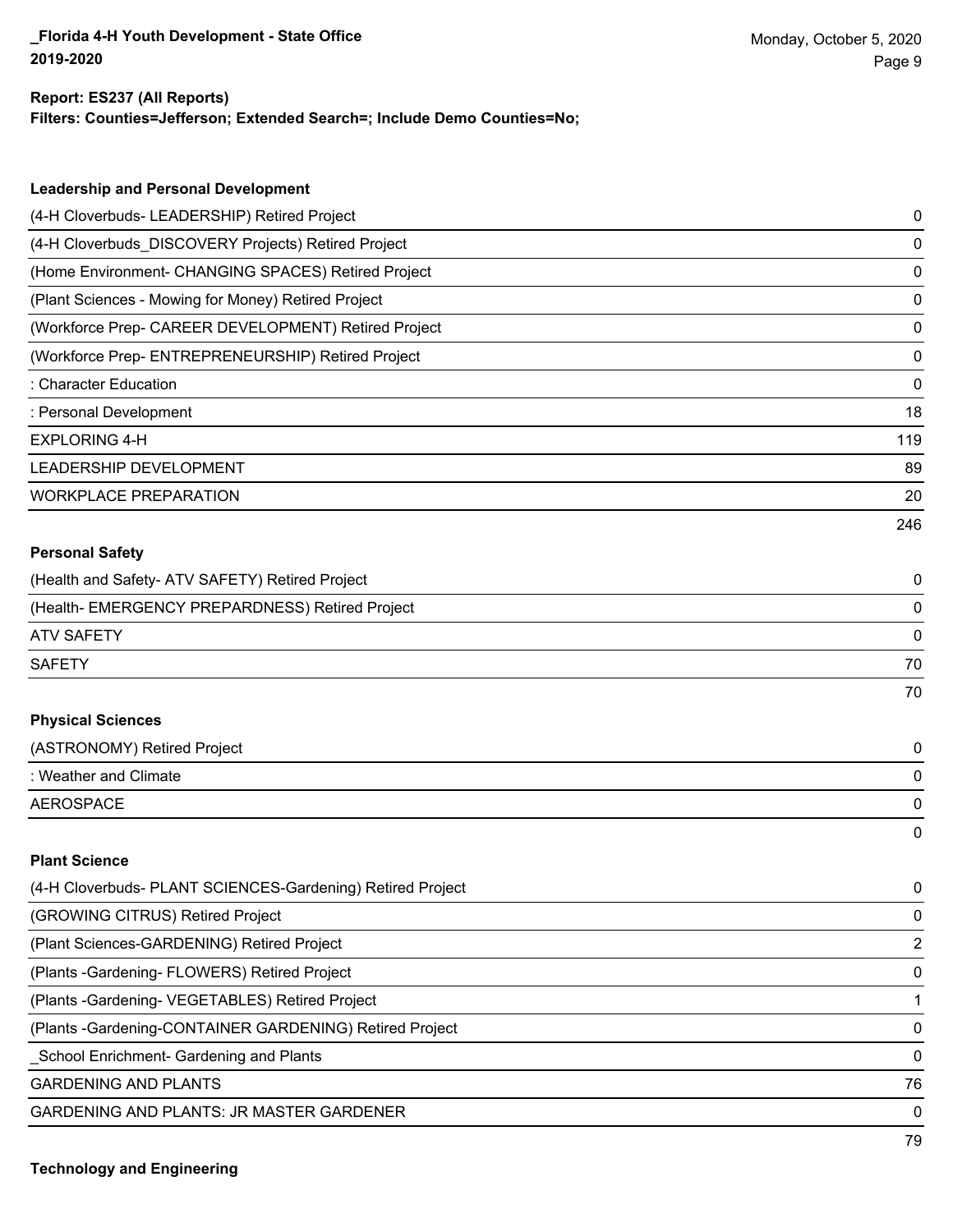**Report: ES237 (All Reports)**
**Filters: Counties=Jefferson; Extended Search=; Include Demo Counties=No;**

### Leadership and Personal Development

| | |
|---|---|
| (4-H Cloverbuds- LEADERSHIP) Retired Project | 0 |
| (4-H Cloverbuds_DISCOVERY Projects) Retired Project | 0 |
| (Home Environment- CHANGING SPACES) Retired Project | 0 |
| (Plant Sciences - Mowing for Money) Retired Project | 0 |
| (Workforce Prep- CAREER DEVELOPMENT) Retired Project | 0 |
| (Workforce Prep- ENTREPRENEURSHIP) Retired Project | 0 |
| : Character Education | 0 |
| : Personal Development | 18 |
| EXPLORING 4-H | 119 |
| LEADERSHIP DEVELOPMENT | 89 |
| WORKPLACE PREPARATION | 20 |
| | 246 |

### Personal Safety

| | |
|---|---|
| (Health and Safety- ATV SAFETY) Retired Project | 0 |
| (Health- EMERGENCY PREPARDNESS) Retired Project | 0 |
| ATV SAFETY | 0 |
| SAFETY | 70 |
| | 70 |

### Physical Sciences

| | |
|---|---|
| (ASTRONOMY) Retired Project | 0 |
| : Weather and Climate | 0 |
| AEROSPACE | 0 |
| | 0 |

### Plant Science

| | |
|---|---|
| (4-H Cloverbuds- PLANT SCIENCES-Gardening) Retired Project | 0 |
| (GROWING CITRUS) Retired Project | 0 |
| (Plant Sciences-GARDENING) Retired Project | 2 |
| (Plants -Gardening- FLOWERS) Retired Project | 0 |
| (Plants -Gardening- VEGETABLES) Retired Project | 1 |
| (Plants -Gardening-CONTAINER GARDENING) Retired Project | 0 |
| _School Enrichment- Gardening and Plants | 0 |
| GARDENING AND PLANTS | 76 |
| GARDENING AND PLANTS: JR MASTER GARDENER | 0 |
| | 79 |

### Technology and Engineering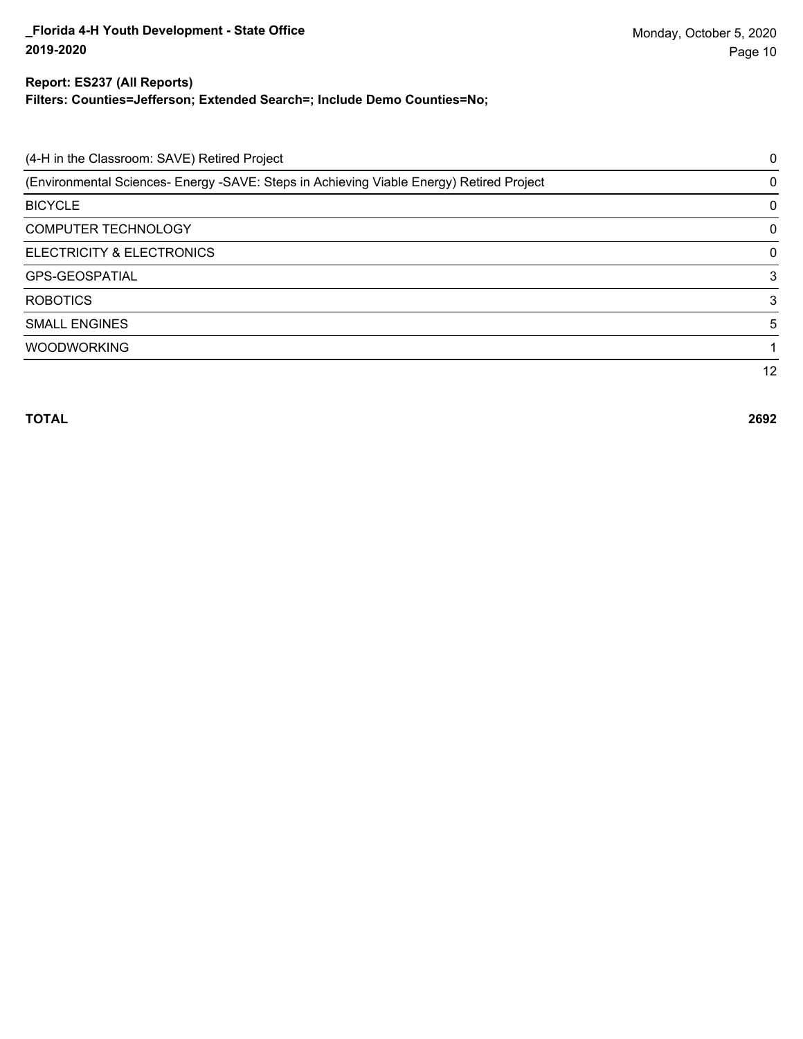**Report: ES237 (All Reports)**
**Filters: Counties=Jefferson; Extended Search=; Include Demo Counties=No;**

| | |
|---|---|
| (4-H in the Classroom: SAVE) Retired Project | 0 |
| (Environmental Sciences- Energy -SAVE: Steps in Achieving Viable Energy) Retired Project | 0 |
| BICYCLE | 0 |
| COMPUTER TECHNOLOGY | 0 |
| ELECTRICITY & ELECTRONICS | 0 |
| GPS-GEOSPATIAL | 3 |
| ROBOTICS | 3 |
| SMALL ENGINES | 5 |
| WOODWORKING | 1 |
| | 12 |

**TOTAL** **2692**